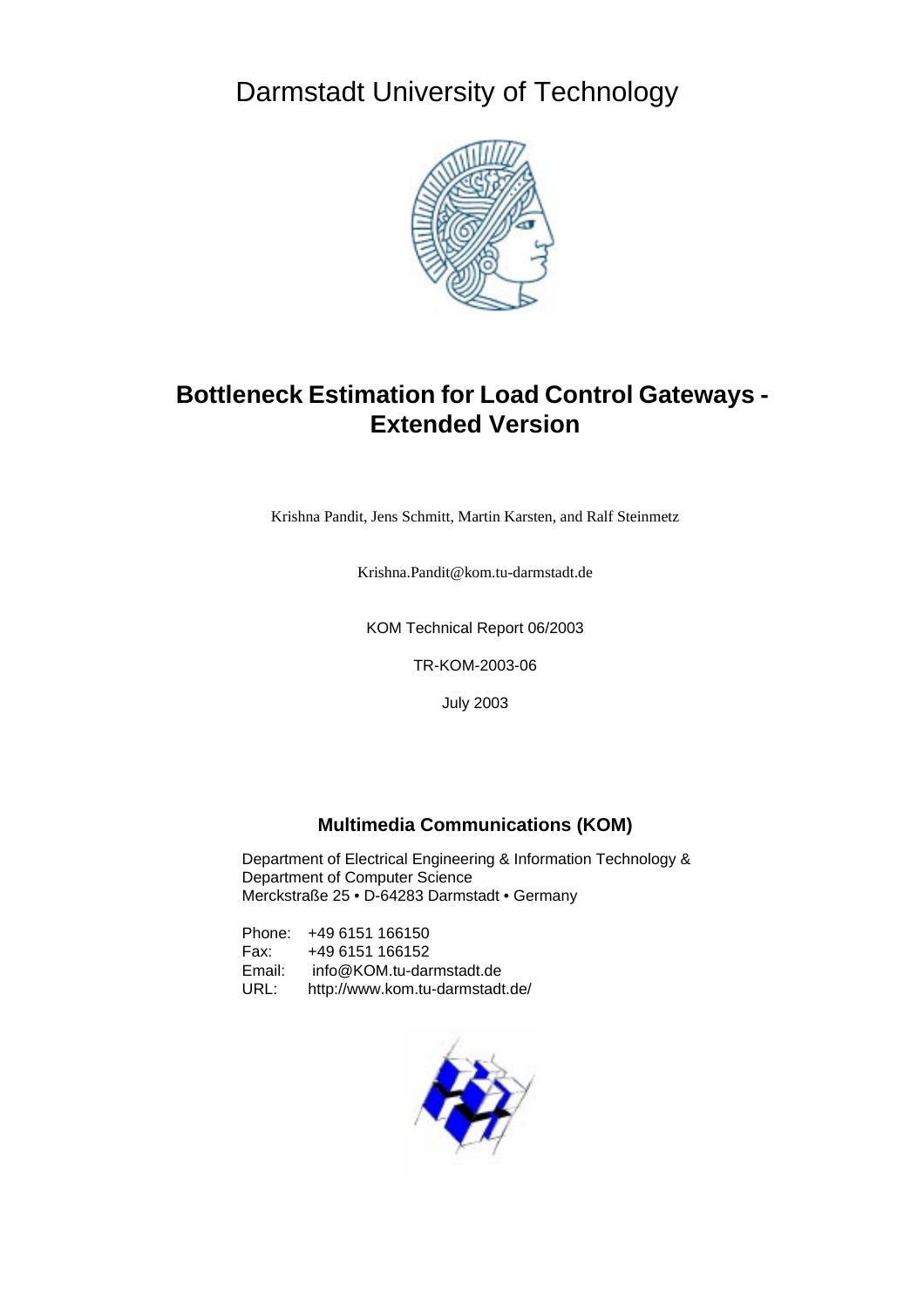Darmstadt University of Technology

# Bottleneck Estimation for Load Control Gateways - Extended Version

Krishna Pandit, Jens Schmitt, Martin Karsten, and Ralf Steinmetz

Krishna.Pandit@kom.tu-darmstadt.de

KOM Technical Report 06/2003

TR-KOM-2003-06

July 2003

## Multimedia Communications (KOM)

Department of Electrical Engineering & Information Technology &
Department of Computer Science
Merckstraße 25 • D-64283 Darmstadt • Germany

Phone: +49 6151 166150
Fax: +49 6151 166152
Email: info@KOM.tu-darmstadt.de
URL: http://www.kom.tu-darmstadt.de/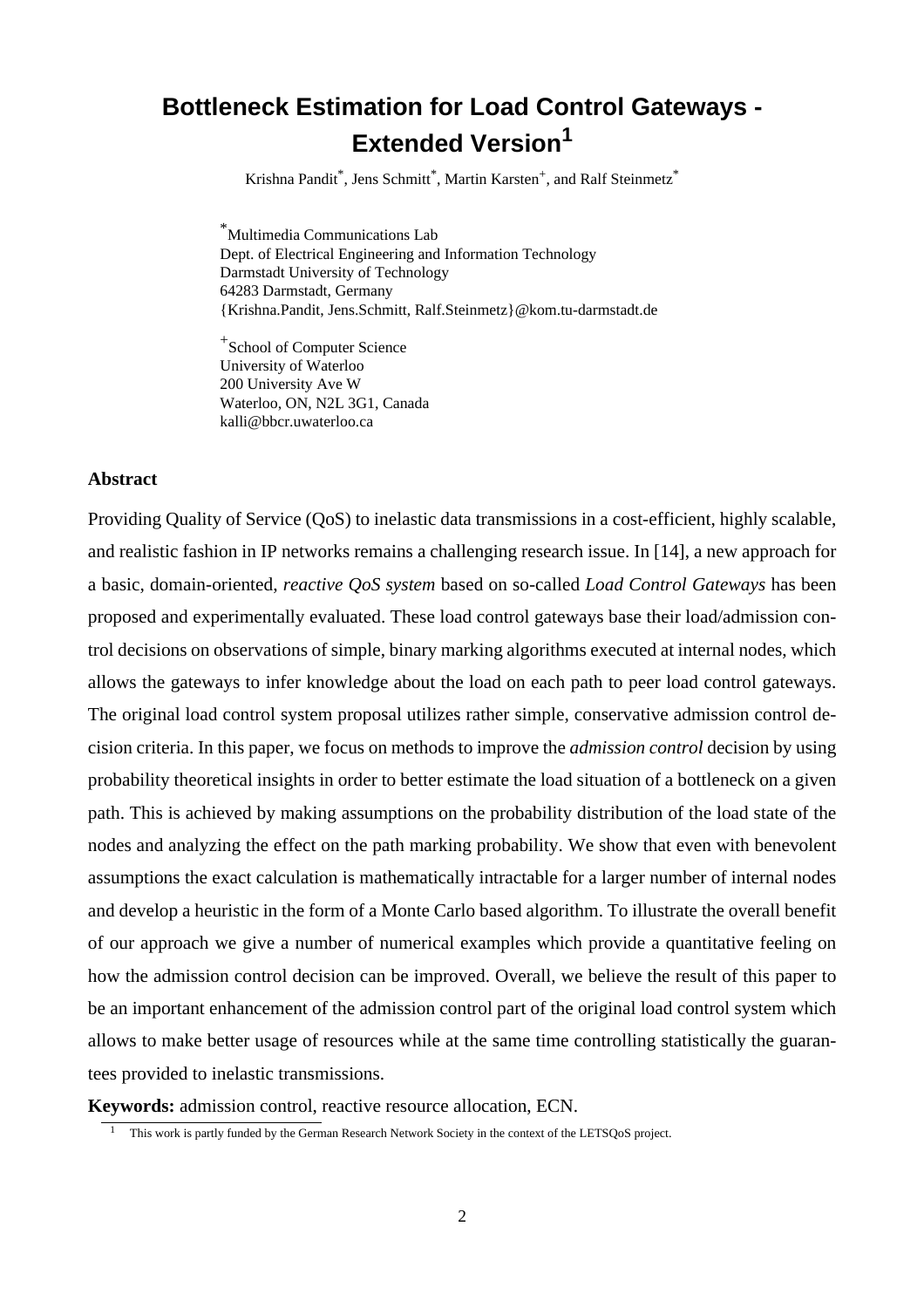# Bottleneck Estimation for Load Control Gateways - Extended Version[1]

Krishna Pandit[*], Jens Schmitt[*], Martin Karsten[+], and Ralf Steinmetz[*]

[*]Multimedia Communications Lab
Dept. of Electrical Engineering and Information Technology
Darmstadt University of Technology
64283 Darmstadt, Germany
{Krishna.Pandit, Jens.Schmitt, Ralf.Steinmetz}@kom.tu-darmstadt.de

[+]School of Computer Science
University of Waterloo
200 University Ave W
Waterloo, ON, N2L 3G1, Canada
kalli@bbcr.uwaterloo.ca

**Abstract**

Providing Quality of Service (QoS) to inelastic data transmissions in a cost-efficient, highly scalable, and realistic fashion in IP networks remains a challenging research issue. In [14], a new approach for a basic, domain-oriented, *reactive QoS system* based on so-called *Load Control Gateways* has been proposed and experimentally evaluated. These load control gateways base their load/admission control decisions on observations of simple, binary marking algorithms executed at internal nodes, which allows the gateways to infer knowledge about the load on each path to peer load control gateways. The original load control system proposal utilizes rather simple, conservative admission control decision criteria. In this paper, we focus on methods to improve the *admission control* decision by using probability theoretical insights in order to better estimate the load situation of a bottleneck on a given path. This is achieved by making assumptions on the probability distribution of the load state of the nodes and analyzing the effect on the path marking probability. We show that even with benevolent assumptions the exact calculation is mathematically intractable for a larger number of internal nodes and develop a heuristic in the form of a Monte Carlo based algorithm. To illustrate the overall benefit of our approach we give a number of numerical examples which provide a quantitative feeling on how the admission control decision can be improved. Overall, we believe the result of this paper to be an important enhancement of the admission control part of the original load control system which allows to make better usage of resources while at the same time controlling statistically the guarantees provided to inelastic transmissions.

**Keywords:** admission control, reactive resource allocation, ECN.

[1] This work is partly funded by the German Research Network Society in the context of the LETSQoS project.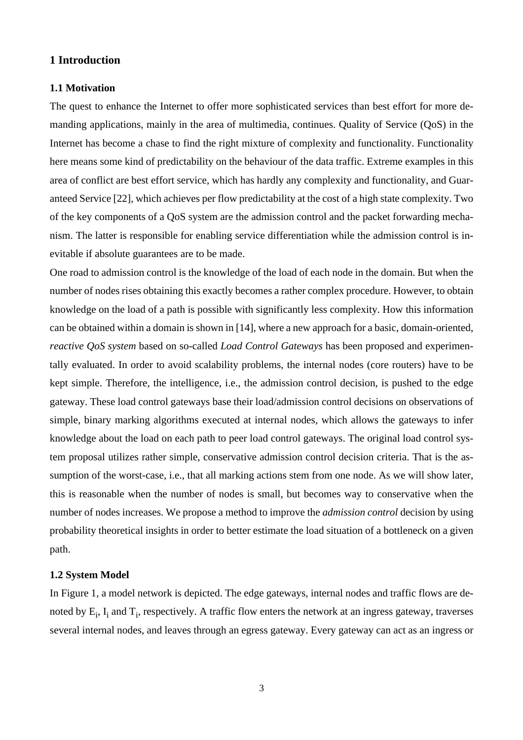# 1 Introduction

## 1.1 Motivation

The quest to enhance the Internet to offer more sophisticated services than best effort for more demanding applications, mainly in the area of multimedia, continues. Quality of Service (QoS) in the Internet has become a chase to find the right mixture of complexity and functionality. Functionality here means some kind of predictability on the behaviour of the data traffic. Extreme examples in this area of conflict are best effort service, which has hardly any complexity and functionality, and Guaranteed Service [22], which achieves per flow predictability at the cost of a high state complexity. Two of the key components of a QoS system are the admission control and the packet forwarding mechanism. The latter is responsible for enabling service differentiation while the admission control is inevitable if absolute guarantees are to be made.

One road to admission control is the knowledge of the load of each node in the domain. But when the number of nodes rises obtaining this exactly becomes a rather complex procedure. However, to obtain knowledge on the load of a path is possible with significantly less complexity. How this information can be obtained within a domain is shown in [14], where a new approach for a basic, domain-oriented, *reactive QoS system* based on so-called *Load Control Gateways* has been proposed and experimentally evaluated. In order to avoid scalability problems, the internal nodes (core routers) have to be kept simple. Therefore, the intelligence, i.e., the admission control decision, is pushed to the edge gateway. These load control gateways base their load/admission control decisions on observations of simple, binary marking algorithms executed at internal nodes, which allows the gateways to infer knowledge about the load on each path to peer load control gateways. The original load control system proposal utilizes rather simple, conservative admission control decision criteria. That is the assumption of the worst-case, i.e., that all marking actions stem from one node. As we will show later, this is reasonable when the number of nodes is small, but becomes way to conservative when the number of nodes increases. We propose a method to improve the *admission control* decision by using probability theoretical insights in order to better estimate the load situation of a bottleneck on a given path.

## 1.2 System Model

In Figure 1, a model network is depicted. The edge gateways, internal nodes and traffic flows are denoted by $E_i$, $I_i$ and $T_i$, respectively. A traffic flow enters the network at an ingress gateway, traverses several internal nodes, and leaves through an egress gateway. Every gateway can act as an ingress or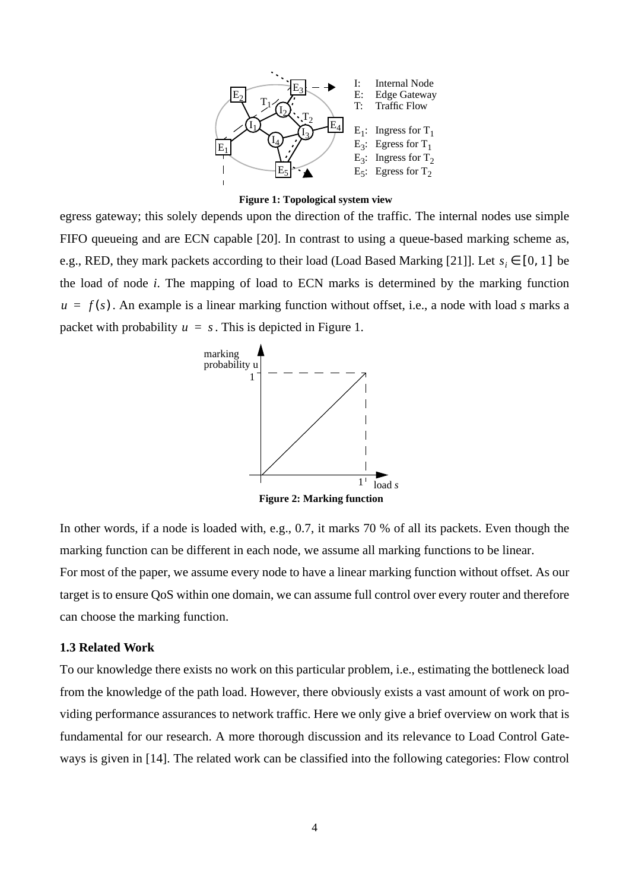Figure 1: Topological system view

egress gateway; this solely depends upon the direction of the traffic. The internal nodes use simple FIFO queueing and are ECN capable [20]. In contrast to using a queue-based marking scheme as, e.g., RED, they mark packets according to their load (Load Based Marking [21]]. Let $s_i \in [0, 1]$ be the load of node *i*. The mapping of load to ECN marks is determined by the marking function $u = f(s)$. An example is a linear marking function without offset, i.e., a node with load *s* marks a packet with probability $u = s$. This is depicted in Figure 1.

Figure 2: Marking function

In other words, if a node is loaded with, e.g., 0.7, it marks 70 % of all its packets. Even though the marking function can be different in each node, we assume all marking functions to be linear.

For most of the paper, we assume every node to have a linear marking function without offset. As our target is to ensure QoS within one domain, we can assume full control over every router and therefore can choose the marking function.

### 1.3 Related Work

To our knowledge there exists no work on this particular problem, i.e., estimating the bottleneck load from the knowledge of the path load. However, there obviously exists a vast amount of work on providing performance assurances to network traffic. Here we only give a brief overview on work that is fundamental for our research. A more thorough discussion and its relevance to Load Control Gateways is given in [14]. The related work can be classified into the following categories: Flow control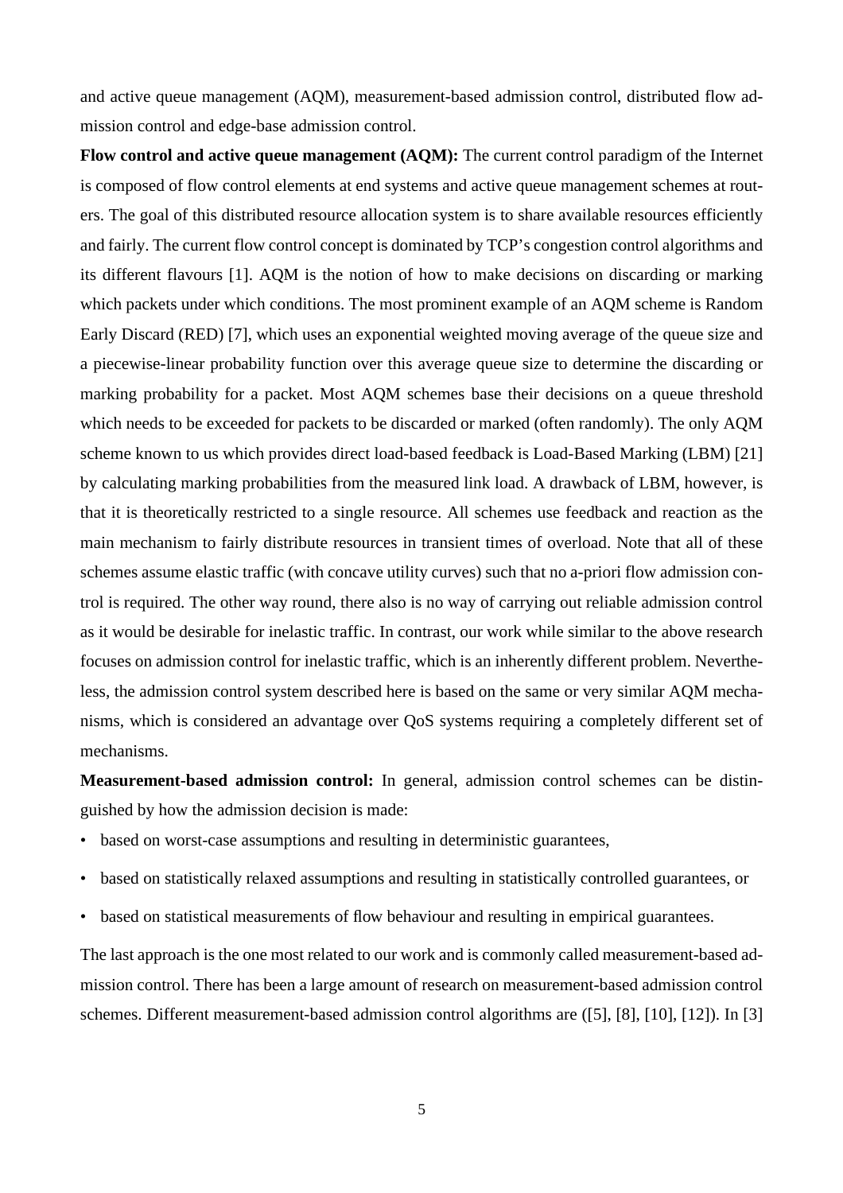and active queue management (AQM), measurement-based admission control, distributed flow admission control and edge-base admission control.

**Flow control and active queue management (AQM):** The current control paradigm of the Internet is composed of flow control elements at end systems and active queue management schemes at routers. The goal of this distributed resource allocation system is to share available resources efficiently and fairly. The current flow control concept is dominated by TCP's congestion control algorithms and its different flavours [1]. AQM is the notion of how to make decisions on discarding or marking which packets under which conditions. The most prominent example of an AQM scheme is Random Early Discard (RED) [7], which uses an exponential weighted moving average of the queue size and a piecewise-linear probability function over this average queue size to determine the discarding or marking probability for a packet. Most AQM schemes base their decisions on a queue threshold which needs to be exceeded for packets to be discarded or marked (often randomly). The only AQM scheme known to us which provides direct load-based feedback is Load-Based Marking (LBM) [21] by calculating marking probabilities from the measured link load. A drawback of LBM, however, is that it is theoretically restricted to a single resource. All schemes use feedback and reaction as the main mechanism to fairly distribute resources in transient times of overload. Note that all of these schemes assume elastic traffic (with concave utility curves) such that no a-priori flow admission control is required. The other way round, there also is no way of carrying out reliable admission control as it would be desirable for inelastic traffic. In contrast, our work while similar to the above research focuses on admission control for inelastic traffic, which is an inherently different problem. Nevertheless, the admission control system described here is based on the same or very similar AQM mechanisms, which is considered an advantage over QoS systems requiring a completely different set of mechanisms.

**Measurement-based admission control:** In general, admission control schemes can be distinguished by how the admission decision is made:

- based on worst-case assumptions and resulting in deterministic guarantees,
- based on statistically relaxed assumptions and resulting in statistically controlled guarantees, or
- based on statistical measurements of flow behaviour and resulting in empirical guarantees.

The last approach is the one most related to our work and is commonly called measurement-based admission control. There has been a large amount of research on measurement-based admission control schemes. Different measurement-based admission control algorithms are ([5], [8], [10], [12]). In [3]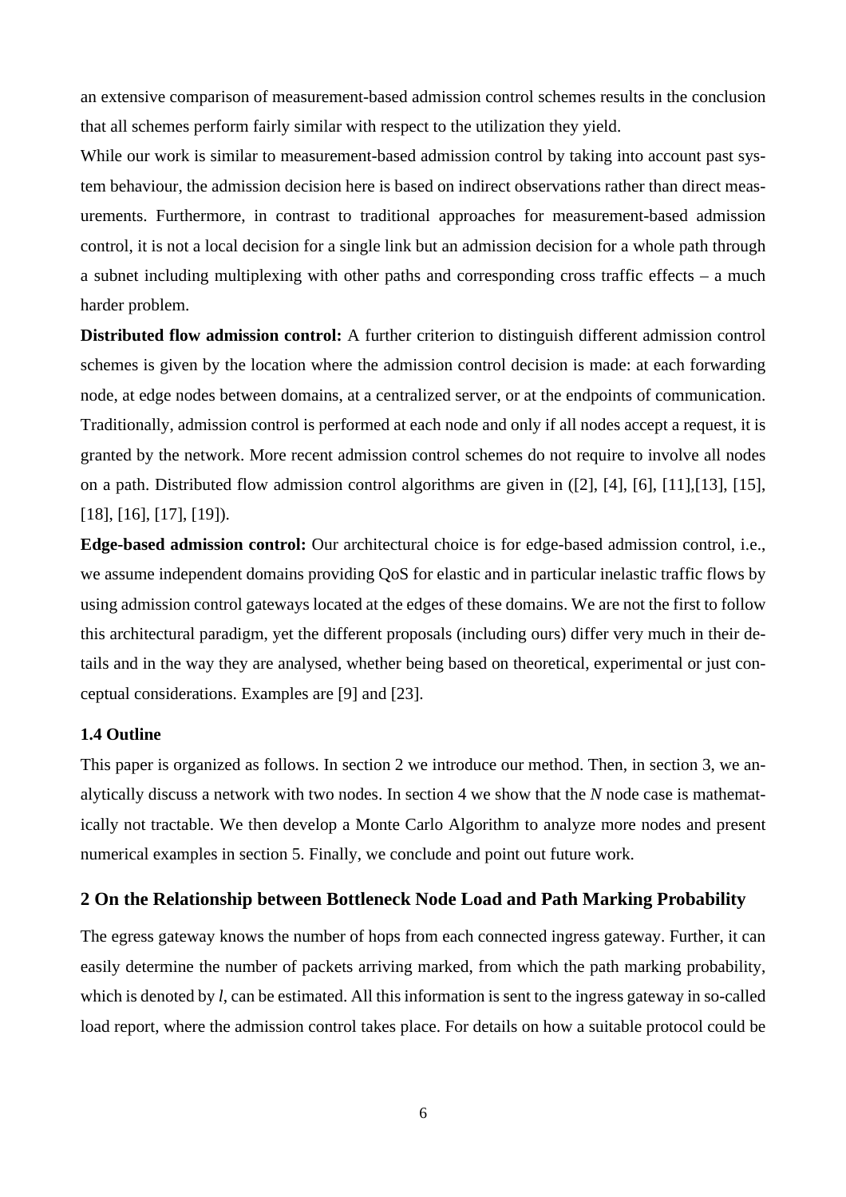an extensive comparison of measurement-based admission control schemes results in the conclusion that all schemes perform fairly similar with respect to the utilization they yield.

While our work is similar to measurement-based admission control by taking into account past system behaviour, the admission decision here is based on indirect observations rather than direct measurements. Furthermore, in contrast to traditional approaches for measurement-based admission control, it is not a local decision for a single link but an admission decision for a whole path through a subnet including multiplexing with other paths and corresponding cross traffic effects – a much harder problem.

**Distributed flow admission control:** A further criterion to distinguish different admission control schemes is given by the location where the admission control decision is made: at each forwarding node, at edge nodes between domains, at a centralized server, or at the endpoints of communication. Traditionally, admission control is performed at each node and only if all nodes accept a request, it is granted by the network. More recent admission control schemes do not require to involve all nodes on a path. Distributed flow admission control algorithms are given in ([2], [4], [6], [11],[13], [15], [18], [16], [17], [19]).

**Edge-based admission control:** Our architectural choice is for edge-based admission control, i.e., we assume independent domains providing QoS for elastic and in particular inelastic traffic flows by using admission control gateways located at the edges of these domains. We are not the first to follow this architectural paradigm, yet the different proposals (including ours) differ very much in their details and in the way they are analysed, whether being based on theoretical, experimental or just conceptual considerations. Examples are [9] and [23].

### 1.4 Outline

This paper is organized as follows. In section 2 we introduce our method. Then, in section 3, we analytically discuss a network with two nodes. In section 4 we show that the $N$ node case is mathematically not tractable. We then develop a Monte Carlo Algorithm to analyze more nodes and present numerical examples in section 5. Finally, we conclude and point out future work.

## 2 On the Relationship between Bottleneck Node Load and Path Marking Probability

The egress gateway knows the number of hops from each connected ingress gateway. Further, it can easily determine the number of packets arriving marked, from which the path marking probability, which is denoted by $l$, can be estimated. All this information is sent to the ingress gateway in so-called load report, where the admission control takes place. For details on how a suitable protocol could be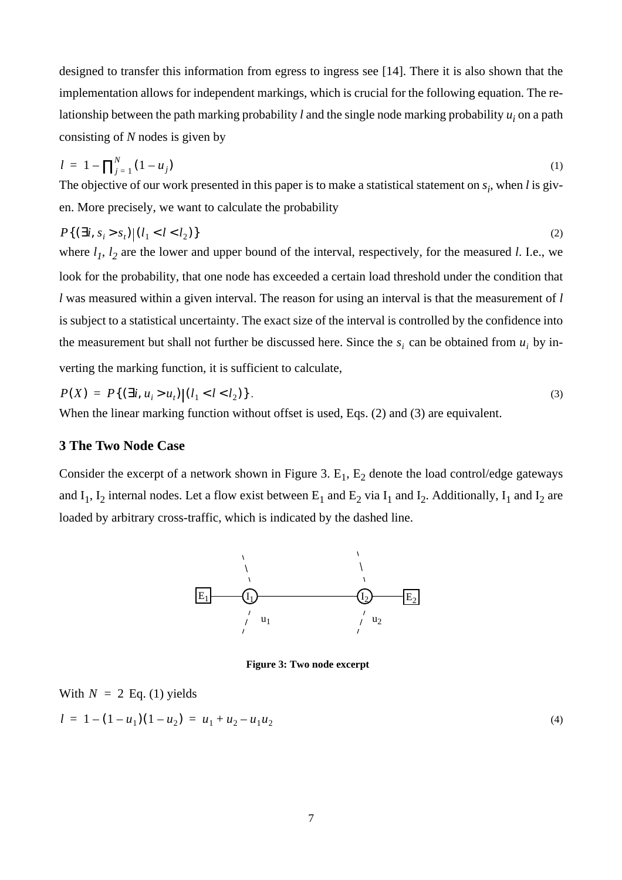designed to transfer this information from egress to ingress see [14]. There it is also shown that the implementation allows for independent markings, which is crucial for the following equation. The relationship between the path marking probability $l$ and the single node marking probability $u_i$ on a path consisting of $N$ nodes is given by

$$l = 1 - \prod_{j=1}^{N} (1 - u_j) \tag{1}$$

The objective of our work presented in this paper is to make a statistical statement on $s_i$, when $l$ is given. More precisely, we want to calculate the probability

$$P\{(\exists i, s_i > s_t) | (l_1 < l < l_2)\} \tag{2}$$

where $l_1$, $l_2$ are the lower and upper bound of the interval, respectively, for the measured $l$. I.e., we look for the probability, that one node has exceeded a certain load threshold under the condition that $l$ was measured within a given interval. The reason for using an interval is that the measurement of $l$ is subject to a statistical uncertainty. The exact size of the interval is controlled by the confidence into the measurement but shall not further be discussed here. Since the $s_i$ can be obtained from $u_i$ by inverting the marking function, it is sufficient to calculate,

$$P(X) = P\{(\exists i, u_i > u_t) | (l_1 < l < l_2)\}. \tag{3}$$

When the linear marking function without offset is used, Eqs. (2) and (3) are equivalent.

### 3 The Two Node Case

Consider the excerpt of a network shown in Figure 3. $E_1$, $E_2$ denote the load control/edge gateways and $I_1$, $I_2$ internal nodes. Let a flow exist between $E_1$ and $E_2$ via $I_1$ and $I_2$. Additionally, $I_1$ and $I_2$ are loaded by arbitrary cross-traffic, which is indicated by the dashed line.

**Figure 3: Two node excerpt**

With $N = 2$ Eq. (1) yields

$$l = 1 - (1 - u_1)(1 - u_2) = u_1 + u_2 - u_1 u_2 \tag{4}$$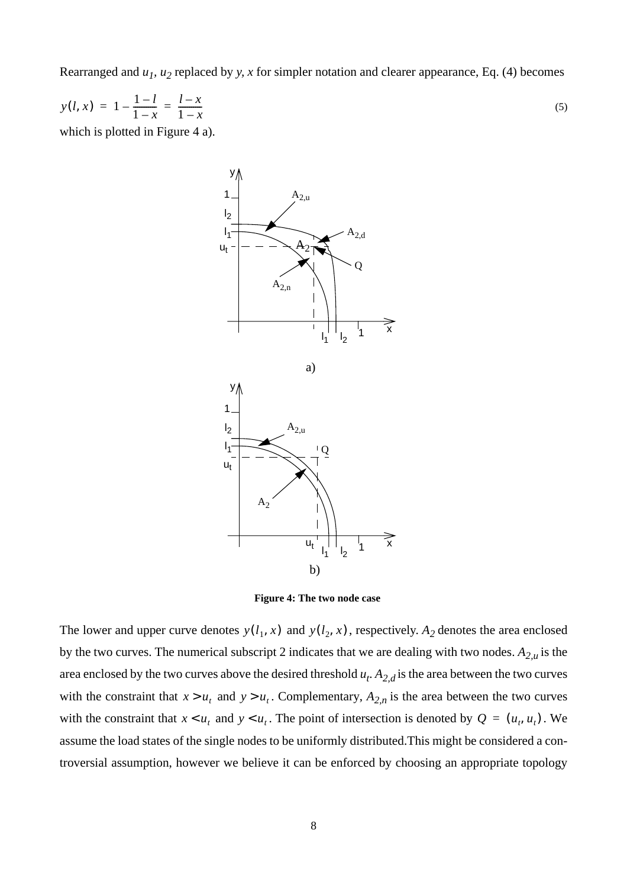Rearranged and $u_1$, $u_2$ replaced by $y$, $x$ for simpler notation and clearer appearance, Eq. (4) becomes

$$y(l, x) = 1 - \frac{1-l}{1-x} = \frac{l-x}{1-x} \tag{5}$$

which is plotted in Figure 4 a).

a)

b)

**Figure 4: The two node case**

The lower and upper curve denotes $y(l_1, x)$ and $y(l_2, x)$, respectively. $A_2$ denotes the area enclosed by the two curves. The numerical subscript 2 indicates that we are dealing with two nodes. $A_{2,u}$ is the area enclosed by the two curves above the desired threshold $u_t$. $A_{2,d}$ is the area between the two curves with the constraint that $x > u_t$ and $y > u_t$. Complementary, $A_{2,n}$ is the area between the two curves with the constraint that $x < u_t$ and $y < u_t$. The point of intersection is denoted by $Q = (u_t, u_t)$. We assume the load states of the single nodes to be uniformly distributed.This might be considered a controversial assumption, however we believe it can be enforced by choosing an appropriate topology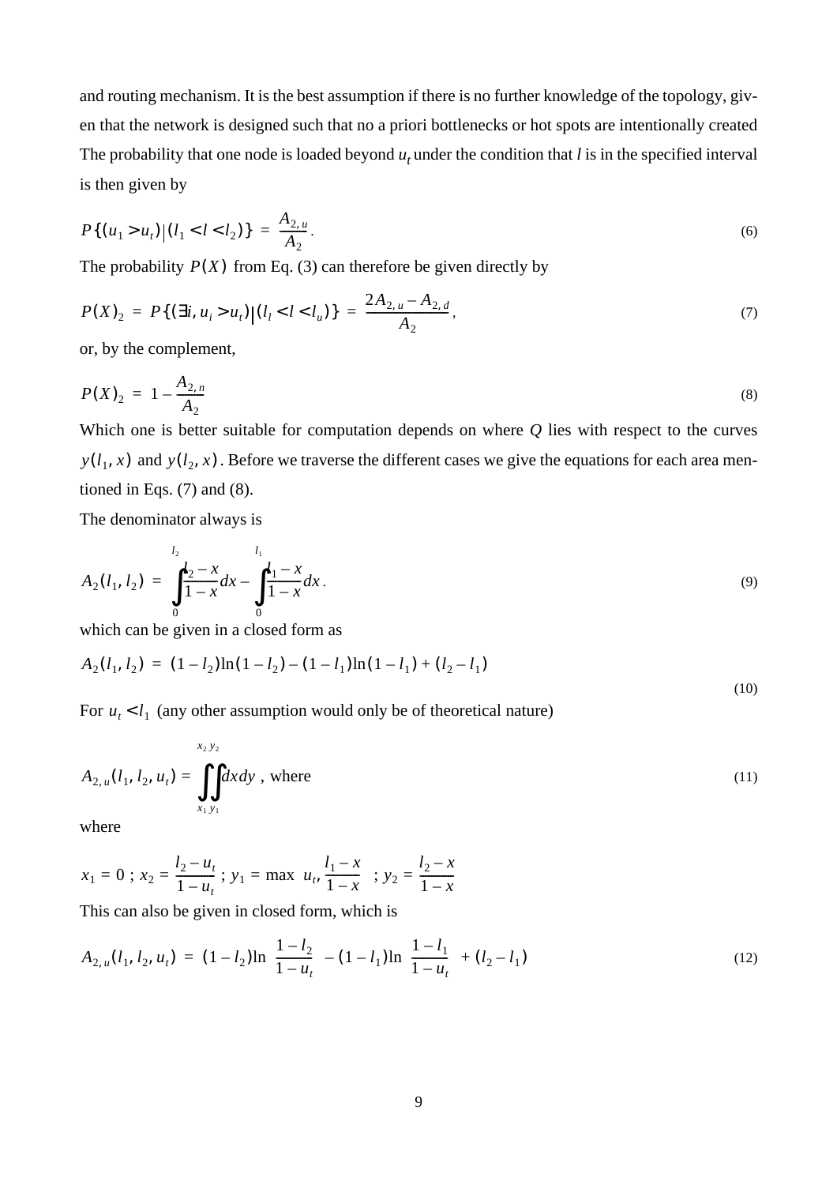and routing mechanism. It is the best assumption if there is no further knowledge of the topology, given that the network is designed such that no a priori bottlenecks or hot spots are intentionally created The probability that one node is loaded beyond $u_t$ under the condition that $l$ is in the specified interval is then given by

$$P\{(u_1 > u_t) | (l_1 < l < l_2)\} = \frac{A_{2,u}}{A_2}. \tag{6}$$

The probability $P(X)$ from Eq. (3) can therefore be given directly by

$$P(X)_2 = P\{(\exists i, u_i > u_t) | (l_l < l < l_u)\} = \frac{2A_{2,u} - A_{2,d}}{A_2}, \tag{7}$$

or, by the complement,

$$P(X)_2 = 1 - \frac{A_{2,n}}{A_2} \tag{8}$$

Which one is better suitable for computation depends on where $Q$ lies with respect to the curves $y(l_1, x)$ and $y(l_2, x)$. Before we traverse the different cases we give the equations for each area mentioned in Eqs. (7) and (8).

The denominator always is

$$A_2(l_1, l_2) = \int_0^{l_2} \frac{l_2 - x}{1 - x} dx - \int_0^{l_1} \frac{l_1 - x}{1 - x} dx. \tag{9}$$

which can be given in a closed form as

$$A_2(l_1, l_2) = (1 - l_2)\ln(1 - l_2) - (1 - l_1)\ln(1 - l_1) + (l_2 - l_1) \tag{10}$$

For $u_t < l_1$ (any other assumption would only be of theoretical nature)

$$A_{2,u}(l_1, l_2, u_t) = \int_{x_1}^{x_2}\int_{y_1}^{y_2} dx dy \text{, where} \tag{11}$$

where

$$x_1 = 0 \text{ ; } x_2 = \frac{l_2 - u_t}{1 - u_t} \text{ ; } y_1 = \max\left(u_t, \frac{l_1 - x}{1 - x}\right) \text{ ; } y_2 = \frac{l_2 - x}{1 - x}$$

This can also be given in closed form, which is

$$A_{2,u}(l_1, l_2, u_t) = (1 - l_2)\ln\left(\frac{1 - l_2}{1 - u_t}\right) - (1 - l_1)\ln\left(\frac{1 - l_1}{1 - u_t}\right) + (l_2 - l_1) \tag{12}$$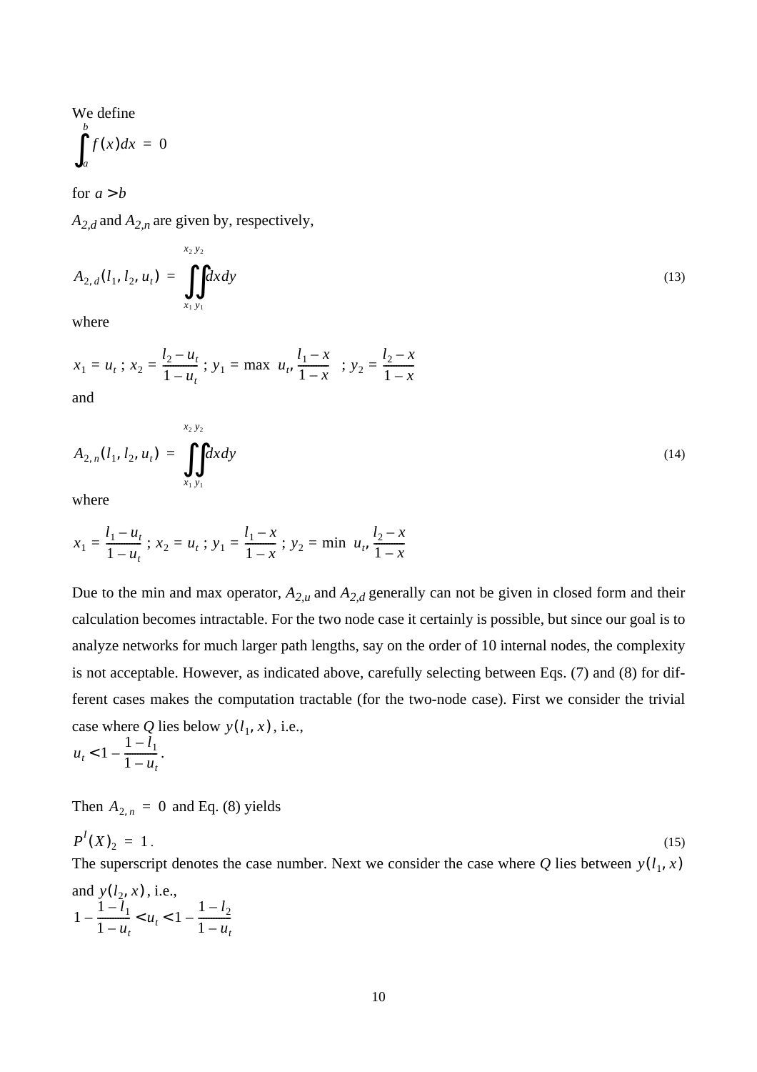We define

$$\int_a^b f(x)dx = 0$$

for $a > b$

$A_{2,d}$ and $A_{2,n}$ are given by, respectively,

$$A_{2,d}(l_1, l_2, u_t) = \int_{x_1}^{x_2}\int_{y_1}^{y_2} dx dy \tag{13}$$

where

$$x_1 = u_t \text{ ; } x_2 = \frac{l_2 - u_t}{1 - u_t} \text{ ; } y_1 = \max\left(u_t, \frac{l_1 - x}{1 - x}\right) \text{ ; } y_2 = \frac{l_2 - x}{1 - x}$$

and

$$A_{2,n}(l_1, l_2, u_t) = \int_{x_1}^{x_2}\int_{y_1}^{y_2} dx dy \tag{14}$$

where

$$x_1 = \frac{l_1 - u_t}{1 - u_t} \text{ ; } x_2 = u_t \text{ ; } y_1 = \frac{l_1 - x}{1 - x} \text{ ; } y_2 = \min\left(u_t, \frac{l_2 - x}{1 - x}\right)$$

Due to the min and max operator, $A_{2,u}$ and $A_{2,d}$ generally can not be given in closed form and their calculation becomes intractable. For the two node case it certainly is possible, but since our goal is to analyze networks for much larger path lengths, say on the order of 10 internal nodes, the complexity is not acceptable. However, as indicated above, carefully selecting between Eqs. (7) and (8) for different cases makes the computation tractable (for the two-node case). First we consider the trivial case where $Q$ lies below $y(l_1, x)$, i.e.,

$$u_t < 1 - \frac{1 - l_1}{1 - u_t}.$$

Then $A_{2,n} = 0$ and Eq. (8) yields

$$P^I(X)_2 = 1. \tag{15}$$

The superscript denotes the case number. Next we consider the case where $Q$ lies between $y(l_1, x)$ and $y(l_2, x)$, i.e.,

$$1 - \frac{1 - l_1}{1 - u_t} < u_t < 1 - \frac{1 - l_2}{1 - u_t}$$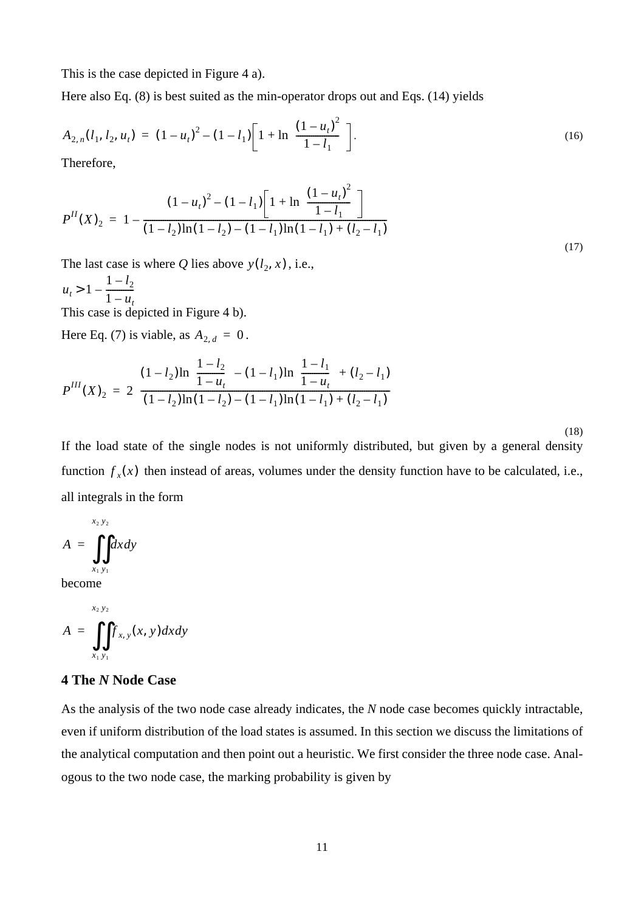This is the case depicted in Figure 4 a).

Here also Eq. (8) is best suited as the min-operator drops out and Eqs. (14) yields

$$A_{2,n}(l_1, l_2, u_t) = (1-u_t)^2 - (1-l_1)\left[1 + \ln\left(\frac{(1-u_t)^2}{1-l_1}\right)\right]. \tag{16}$$

Therefore,

$$P^{II}(X)_2 = 1 - \frac{(1-u_t)^2 - (1-l_1)\left[1 + \ln\left(\frac{(1-u_t)^2}{1-l_1}\right)\right]}{(1-l_2)\ln(1-l_2) - (1-l_1)\ln(1-l_1) + (l_2 - l_1)} \tag{17}$$

The last case is where $Q$ lies above $y(l_2, x)$, i.e.,

$u_t > 1 - \frac{1-l_2}{1-u_t}$

This case is depicted in Figure 4 b).

Here Eq. (7) is viable, as $A_{2,d} = 0$.

$$P^{III}(X)_2 = 2\left(\frac{(1-l_2)\ln\left(\frac{1-l_2}{1-u_t}\right) - (1-l_1)\ln\left(\frac{1-l_1}{1-u_t}\right) + (l_2 - l_1)}{(1-l_2)\ln(1-l_2) - (1-l_1)\ln(1-l_1) + (l_2 - l_1)}\right) \tag{18}$$

If the load state of the single nodes is not uniformly distributed, but given by a general density function $f_x(x)$ then instead of areas, volumes under the density function have to be calculated, i.e., all integrals in the form

$$A = \int_{x_1}^{x_2}\int_{y_1}^{y_2} dx\,dy$$

become

$$A = \int_{x_1}^{x_2}\int_{y_1}^{y_2} f_{x,y}(x, y)\,dx\,dy$$

## 4 The *N* Node Case

As the analysis of the two node case already indicates, the *N* node case becomes quickly intractable, even if uniform distribution of the load states is assumed. In this section we discuss the limitations of the analytical computation and then point out a heuristic. We first consider the three node case. Analogous to the two node case, the marking probability is given by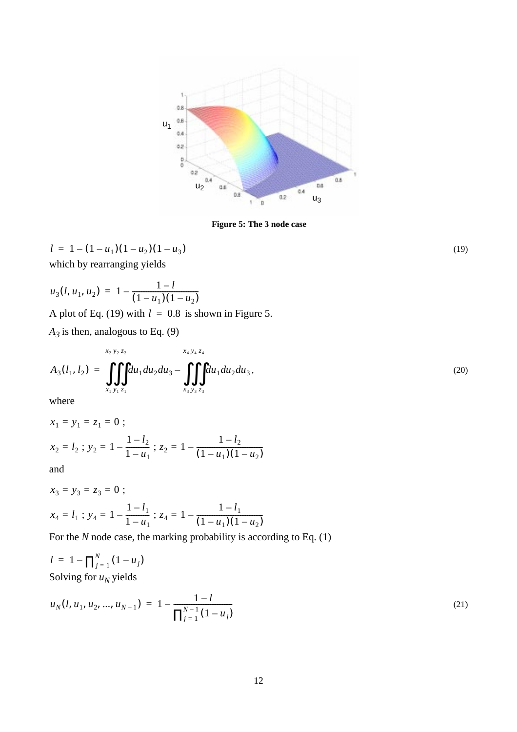**Figure 5: The 3 node case**

$$l = 1 - (1 - u_1)(1 - u_2)(1 - u_3) \tag{19}$$

which by rearranging yields

$$u_3(l, u_1, u_2) = 1 - \frac{1 - l}{(1 - u_1)(1 - u_2)}$$

A plot of Eq. (19) with $l = 0.8$ is shown in Figure 5.

$A_3$ is then, analogous to Eq. (9)

$$A_3(l_1, l_2) = \int_{x_1}^{x_2}\int_{y_1}^{y_2}\int_{z_1}^{z_2} du_1 du_2 du_3 - \int_{x_3}^{x_4}\int_{y_3}^{y_4}\int_{z_3}^{z_4} du_1 du_2 du_3, \tag{20}$$

where

$$x_1 = y_1 = z_1 = 0 ;$$

$$x_2 = l_2 ; \ y_2 = 1 - \frac{1 - l_2}{1 - u_1} ; \ z_2 = 1 - \frac{1 - l_2}{(1 - u_1)(1 - u_2)}$$

and

$$x_3 = y_3 = z_3 = 0 ;$$

$$x_4 = l_1 ; \ y_4 = 1 - \frac{1 - l_1}{1 - u_1} ; \ z_4 = 1 - \frac{1 - l_1}{(1 - u_1)(1 - u_2)}$$

For the $N$ node case, the marking probability is according to Eq. (1)

$$l = 1 - \prod_{j=1}^{N} (1 - u_j)$$

Solving for $u_N$ yields

$$u_N(l, u_1, u_2, \ldots, u_{N-1}) = 1 - \frac{1 - l}{\prod_{j=1}^{N-1} (1 - u_j)} \tag{21}$$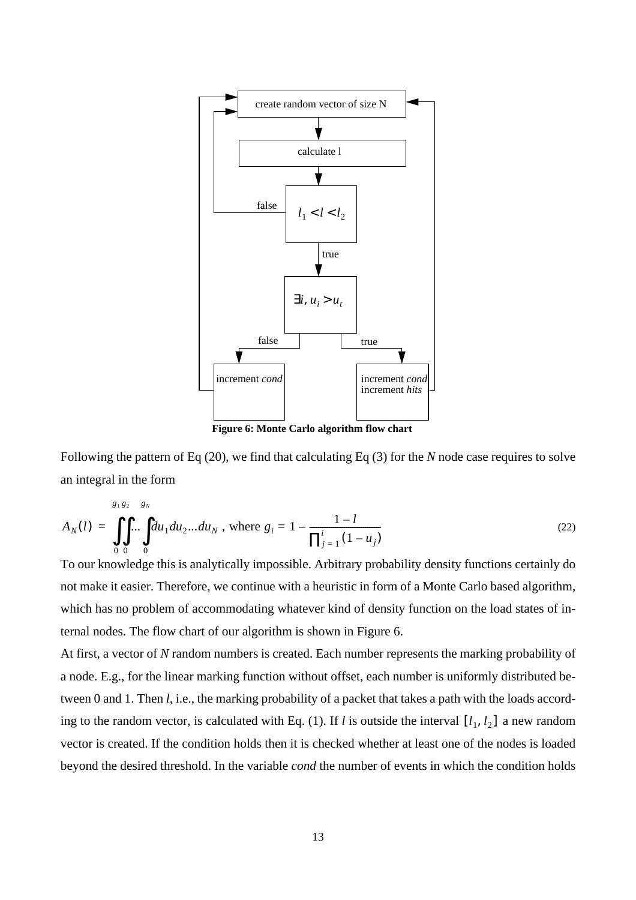Figure 6: Monte Carlo algorithm flow chart

Following the pattern of Eq (20), we find that calculating Eq (3) for the *N* node case requires to solve an integral in the form

$$A_N(l) = \int_0^{g_1}\int_0^{g_2}\dots\int_0^{g_N} du_1 du_2 \dots du_N \text{ , where } g_i = 1 - \frac{1-l}{\prod_{j=1}^{i}(1-u_j)} \tag{22}$$

To our knowledge this is analytically impossible. Arbitrary probability density functions certainly do not make it easier. Therefore, we continue with a heuristic in form of a Monte Carlo based algorithm, which has no problem of accommodating whatever kind of density function on the load states of internal nodes. The flow chart of our algorithm is shown in Figure 6.

At first, a vector of *N* random numbers is created. Each number represents the marking probability of a node. E.g., for the linear marking function without offset, each number is uniformly distributed between 0 and 1. Then *l*, i.e., the marking probability of a packet that takes a path with the loads according to the random vector, is calculated with Eq. (1). If *l* is outside the interval $[l_1, l_2]$ a new random vector is created. If the condition holds then it is checked whether at least one of the nodes is loaded beyond the desired threshold. In the variable *cond* the number of events in which the condition holds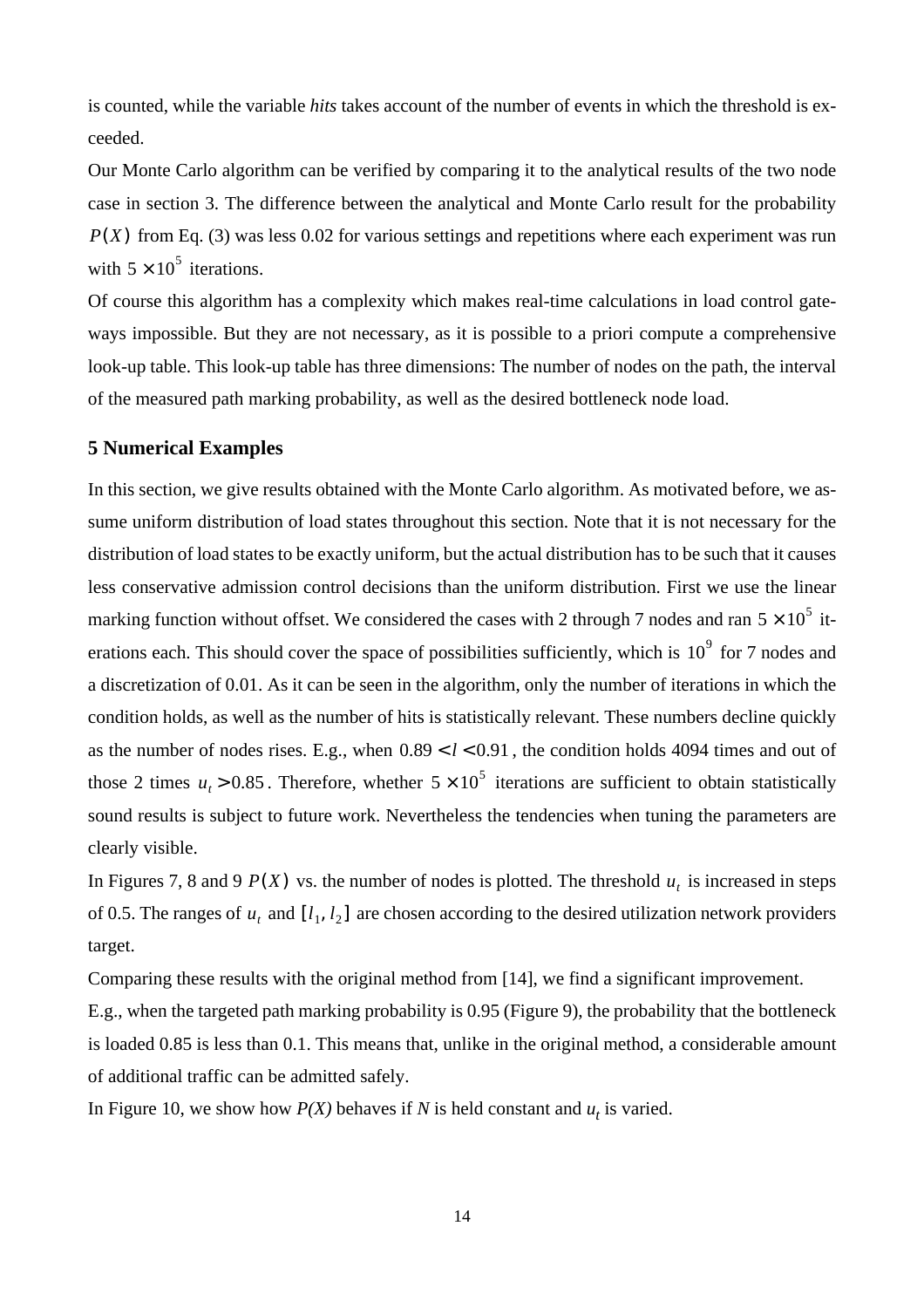is counted, while the variable *hits* takes account of the number of events in which the threshold is exceeded.

Our Monte Carlo algorithm can be verified by comparing it to the analytical results of the two node case in section 3. The difference between the analytical and Monte Carlo result for the probability $P(X)$ from Eq. (3) was less 0.02 for various settings and repetitions where each experiment was run with $5 \times 10^5$ iterations.

Of course this algorithm has a complexity which makes real-time calculations in load control gateways impossible. But they are not necessary, as it is possible to a priori compute a comprehensive look-up table. This look-up table has three dimensions: The number of nodes on the path, the interval of the measured path marking probability, as well as the desired bottleneck node load.

## 5 Numerical Examples

In this section, we give results obtained with the Monte Carlo algorithm. As motivated before, we assume uniform distribution of load states throughout this section. Note that it is not necessary for the distribution of load states to be exactly uniform, but the actual distribution has to be such that it causes less conservative admission control decisions than the uniform distribution. First we use the linear marking function without offset. We considered the cases with 2 through 7 nodes and ran $5 \times 10^5$ iterations each. This should cover the space of possibilities sufficiently, which is $10^9$ for 7 nodes and a discretization of 0.01. As it can be seen in the algorithm, only the number of iterations in which the condition holds, as well as the number of hits is statistically relevant. These numbers decline quickly as the number of nodes rises. E.g., when $0.89 < l < 0.91$, the condition holds 4094 times and out of those 2 times $u_t > 0.85$. Therefore, whether $5 \times 10^5$ iterations are sufficient to obtain statistically sound results is subject to future work. Nevertheless the tendencies when tuning the parameters are clearly visible.

In Figures 7, 8 and 9 $P(X)$ vs. the number of nodes is plotted. The threshold $u_t$ is increased in steps of 0.5. The ranges of $u_t$ and $[l_1, l_2]$ are chosen according to the desired utilization network providers target.

Comparing these results with the original method from [14], we find a significant improvement.

E.g., when the targeted path marking probability is 0.95 (Figure 9), the probability that the bottleneck is loaded 0.85 is less than 0.1. This means that, unlike in the original method, a considerable amount of additional traffic can be admitted safely.

In Figure 10, we show how *P(X)* behaves if *N* is held constant and $u_t$ is varied.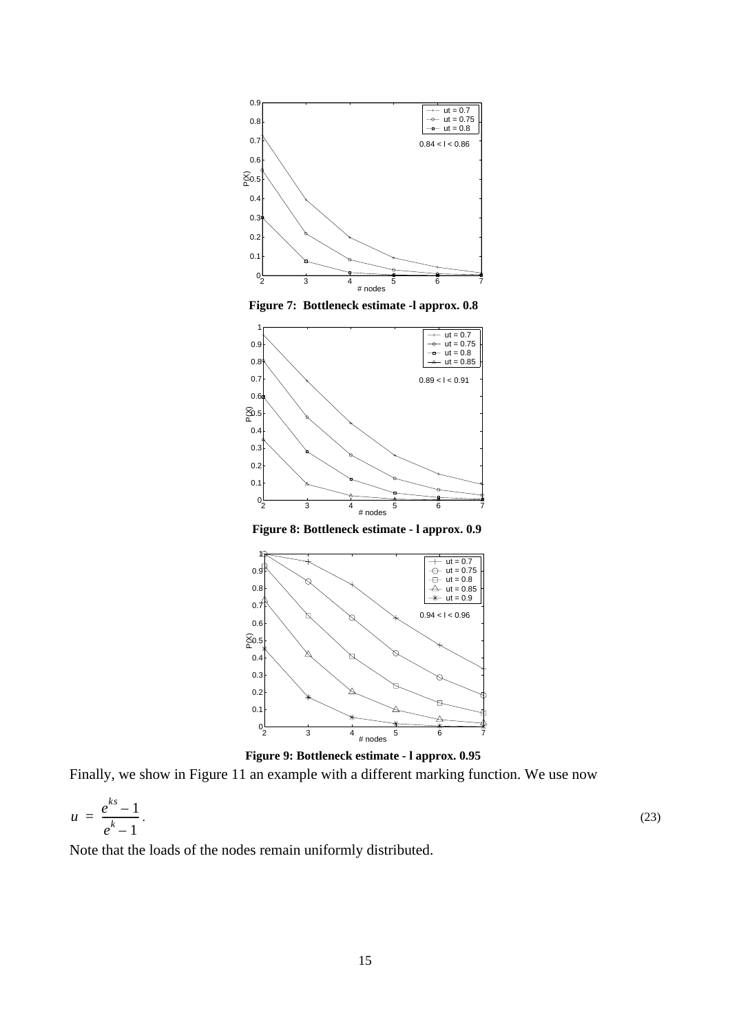**Figure 7: Bottleneck estimate -l approx. 0.8**

**Figure 8: Bottleneck estimate - l approx. 0.9**

**Figure 9: Bottleneck estimate - l approx. 0.95**

Finally, we show in Figure 11 an example with a different marking function. We use now

$$u = \frac{e^{ks} - 1}{e^{k} - 1}. \tag{23}$$

Note that the loads of the nodes remain uniformly distributed.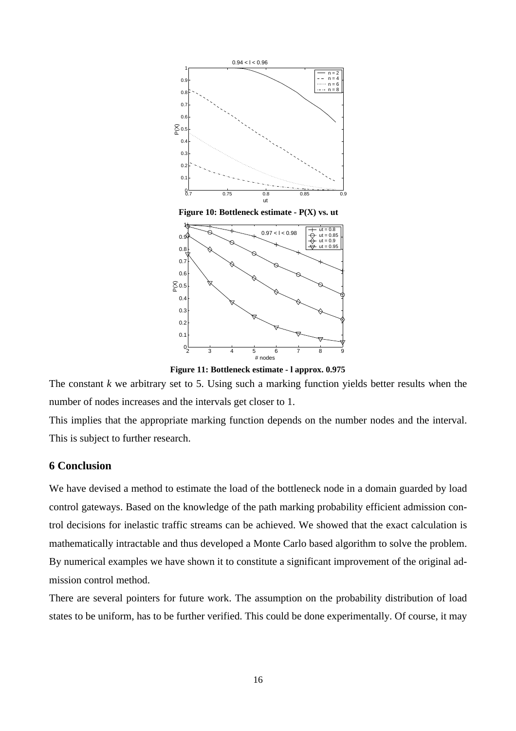**Figure 10: Bottleneck estimate - P(X) vs. ut**

**Figure 11: Bottleneck estimate - l approx. 0.975**

The constant $k$ we arbitrary set to 5. Using such a marking function yields better results when the number of nodes increases and the intervals get closer to 1.

This implies that the appropriate marking function depends on the number nodes and the interval. This is subject to further research.

## 6 Conclusion

We have devised a method to estimate the load of the bottleneck node in a domain guarded by load control gateways. Based on the knowledge of the path marking probability efficient admission control decisions for inelastic traffic streams can be achieved. We showed that the exact calculation is mathematically intractable and thus developed a Monte Carlo based algorithm to solve the problem. By numerical examples we have shown it to constitute a significant improvement of the original admission control method.

There are several pointers for future work. The assumption on the probability distribution of load states to be uniform, has to be further verified. This could be done experimentally. Of course, it may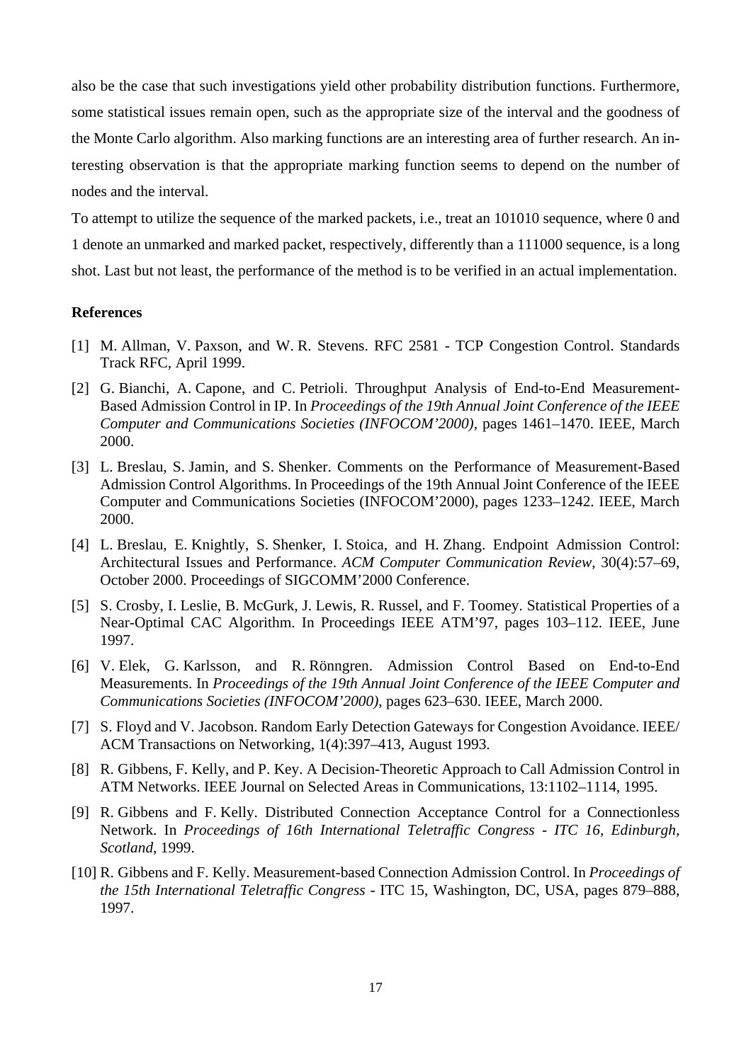also be the case that such investigations yield other probability distribution functions. Furthermore, some statistical issues remain open, such as the appropriate size of the interval and the goodness of the Monte Carlo algorithm. Also marking functions are an interesting area of further research. An interesting observation is that the appropriate marking function seems to depend on the number of nodes and the interval.

To attempt to utilize the sequence of the marked packets, i.e., treat an 101010 sequence, where 0 and 1 denote an unmarked and marked packet, respectively, differently than a 111000 sequence, is a long shot. Last but not least, the performance of the method is to be verified in an actual implementation.

**References**

[1] M. Allman, V. Paxson, and W. R. Stevens. RFC 2581 - TCP Congestion Control. Standards Track RFC, April 1999.

[2] G. Bianchi, A. Capone, and C. Petrioli. Throughput Analysis of End-to-End Measurement-Based Admission Control in IP. In *Proceedings of the 19th Annual Joint Conference of the IEEE Computer and Communications Societies (INFOCOM'2000)*, pages 1461–1470. IEEE, March 2000.

[3] L. Breslau, S. Jamin, and S. Shenker. Comments on the Performance of Measurement-Based Admission Control Algorithms. In Proceedings of the 19th Annual Joint Conference of the IEEE Computer and Communications Societies (INFOCOM'2000), pages 1233–1242. IEEE, March 2000.

[4] L. Breslau, E. Knightly, S. Shenker, I. Stoica, and H. Zhang. Endpoint Admission Control: Architectural Issues and Performance. *ACM Computer Communication Review*, 30(4):57–69, October 2000. Proceedings of SIGCOMM'2000 Conference.

[5] S. Crosby, I. Leslie, B. McGurk, J. Lewis, R. Russel, and F. Toomey. Statistical Properties of a Near-Optimal CAC Algorithm. In Proceedings IEEE ATM'97, pages 103–112. IEEE, June 1997.

[6] V. Elek, G. Karlsson, and R. Rönngren. Admission Control Based on End-to-End Measurements. In *Proceedings of the 19th Annual Joint Conference of the IEEE Computer and Communications Societies (INFOCOM'2000)*, pages 623–630. IEEE, March 2000.

[7] S. Floyd and V. Jacobson. Random Early Detection Gateways for Congestion Avoidance. IEEE/ACM Transactions on Networking, 1(4):397–413, August 1993.

[8] R. Gibbens, F. Kelly, and P. Key. A Decision-Theoretic Approach to Call Admission Control in ATM Networks. IEEE Journal on Selected Areas in Communications, 13:1102–1114, 1995.

[9] R. Gibbens and F. Kelly. Distributed Connection Acceptance Control for a Connectionless Network. In *Proceedings of 16th International Teletraffic Congress - ITC 16, Edinburgh, Scotland*, 1999.

[10] R. Gibbens and F. Kelly. Measurement-based Connection Admission Control. In *Proceedings of the 15th International Teletraffic Congress* - ITC 15, Washington, DC, USA, pages 879–888, 1997.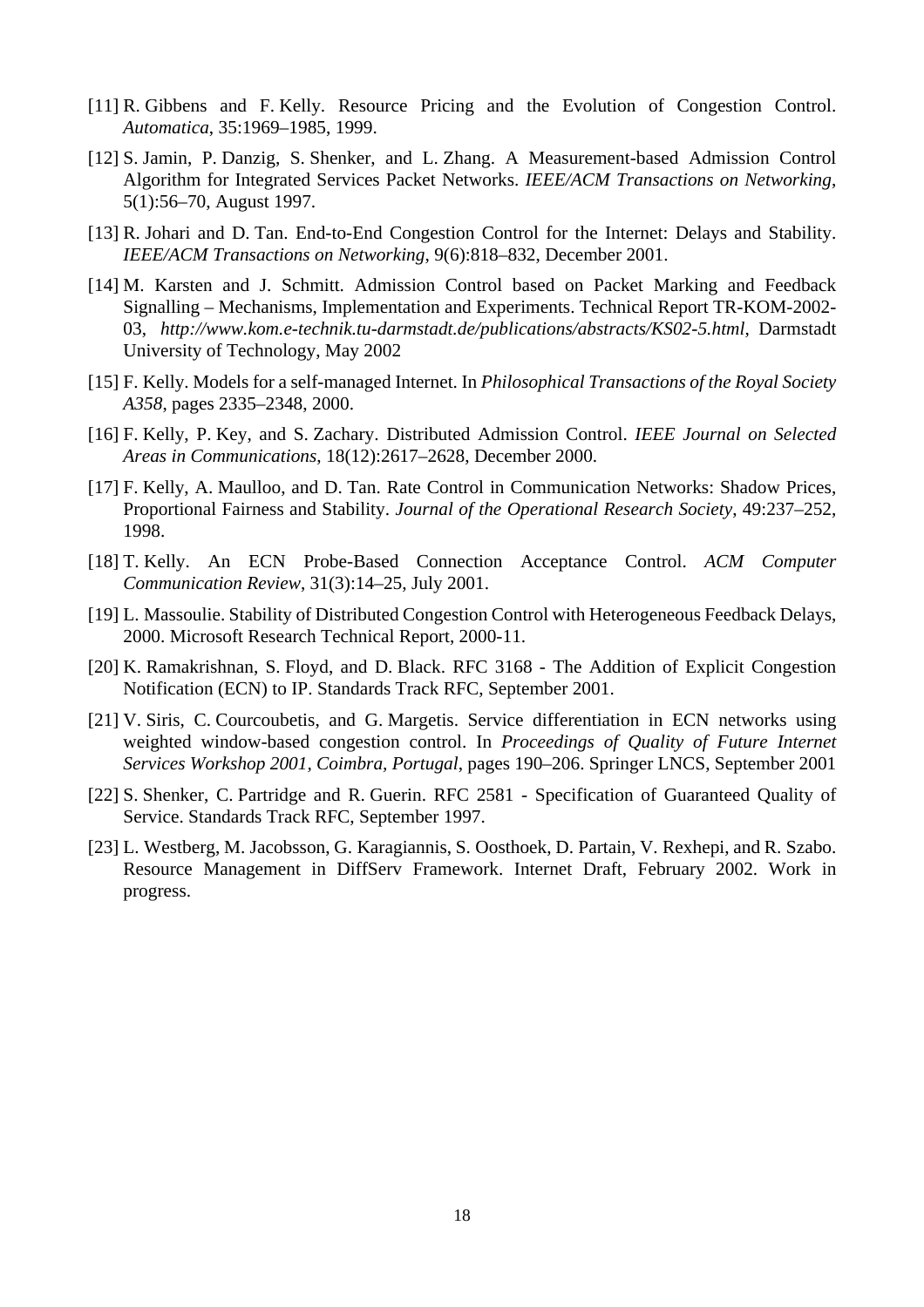[11] R. Gibbens and F. Kelly. Resource Pricing and the Evolution of Congestion Control. *Automatica*, 35:1969–1985, 1999.

[12] S. Jamin, P. Danzig, S. Shenker, and L. Zhang. A Measurement-based Admission Control Algorithm for Integrated Services Packet Networks. *IEEE/ACM Transactions on Networking*, 5(1):56–70, August 1997.

[13] R. Johari and D. Tan. End-to-End Congestion Control for the Internet: Delays and Stability. *IEEE/ACM Transactions on Networking*, 9(6):818–832, December 2001.

[14] M. Karsten and J. Schmitt. Admission Control based on Packet Marking and Feedback Signalling – Mechanisms, Implementation and Experiments. Technical Report TR-KOM-2002-03, *http://www.kom.e-technik.tu-darmstadt.de/publications/abstracts/KS02-5.html*, Darmstadt University of Technology, May 2002

[15] F. Kelly. Models for a self-managed Internet. In *Philosophical Transactions of the Royal Society A358*, pages 2335–2348, 2000.

[16] F. Kelly, P. Key, and S. Zachary. Distributed Admission Control. *IEEE Journal on Selected Areas in Communications*, 18(12):2617–2628, December 2000.

[17] F. Kelly, A. Maulloo, and D. Tan. Rate Control in Communication Networks: Shadow Prices, Proportional Fairness and Stability. *Journal of the Operational Research Society*, 49:237–252, 1998.

[18] T. Kelly. An ECN Probe-Based Connection Acceptance Control. *ACM Computer Communication Review*, 31(3):14–25, July 2001.

[19] L. Massoulie. Stability of Distributed Congestion Control with Heterogeneous Feedback Delays, 2000. Microsoft Research Technical Report, 2000-11.

[20] K. Ramakrishnan, S. Floyd, and D. Black. RFC 3168 - The Addition of Explicit Congestion Notification (ECN) to IP. Standards Track RFC, September 2001.

[21] V. Siris, C. Courcoubetis, and G. Margetis. Service differentiation in ECN networks using weighted window-based congestion control. In *Proceedings of Quality of Future Internet Services Workshop 2001, Coimbra, Portugal*, pages 190–206. Springer LNCS, September 2001

[22] S. Shenker, C. Partridge and R. Guerin. RFC 2581 - Specification of Guaranteed Quality of Service. Standards Track RFC, September 1997.

[23] L. Westberg, M. Jacobsson, G. Karagiannis, S. Oosthoek, D. Partain, V. Rexhepi, and R. Szabo. Resource Management in DiffServ Framework. Internet Draft, February 2002. Work in progress.